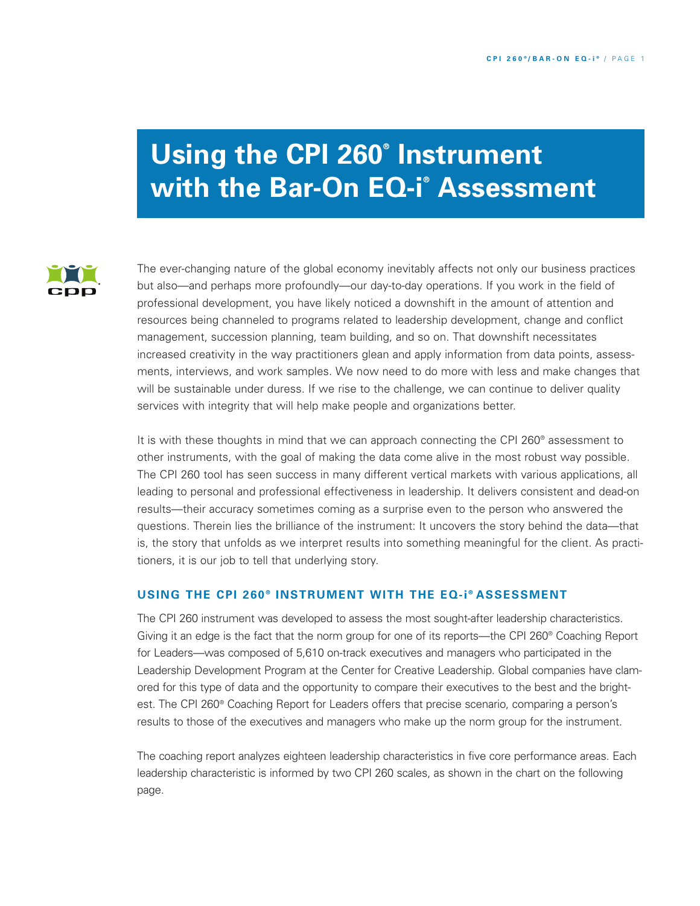# Using the CPI 260® Instrument with the Bar-On EQ-i® Assessment

The ever-changing nature of the global economy inevitably affects not only our business practices but also—and perhaps more profoundly—our day-to-day operations. If you work in the field of professional development, you have likely noticed a downshift in the amount of attention and resources being channeled to programs related to leadership development, change and conflict management, succession planning, team building, and so on. That downshift necessitates increased creativity in the way practitioners glean and apply information from data points, assessments, interviews, and work samples. We now need to do more with less and make changes that will be sustainable under duress. If we rise to the challenge, we can continue to deliver quality services with integrity that will help make people and organizations better.

It is with these thoughts in mind that we can approach connecting the CPI 260® assessment to other instruments, with the goal of making the data come alive in the most robust way possible. The CPI 260 tool has seen success in many different vertical markets with various applications, all leading to personal and professional effectiveness in leadership. It delivers consistent and dead-on results—their accuracy sometimes coming as a surprise even to the person who answered the questions. Therein lies the brilliance of the instrument: It uncovers the story behind the data—that is, the story that unfolds as we interpret results into something meaningful for the client. As practitioners, it is our job to tell that underlying story.

## USING THE CPI 260® INSTRUMENT WITH THE EQ-i® ASSESSMENT

The CPI 260 instrument was developed to assess the most sought-after leadership characteristics. Giving it an edge is the fact that the norm group for one of its reports—the CPI 260® Coaching Report for Leaders—was composed of 5,610 on-track executives and managers who participated in the Leadership Development Program at the Center for Creative Leadership. Global companies have clamored for this type of data and the opportunity to compare their executives to the best and the brightest. The CPI 260® Coaching Report for Leaders offers that precise scenario, comparing a person's results to those of the executives and managers who make up the norm group for the instrument.

The coaching report analyzes eighteen leadership characteristics in five core performance areas. Each leadership characteristic is informed by two CPI 260 scales, as shown in the chart on the following page.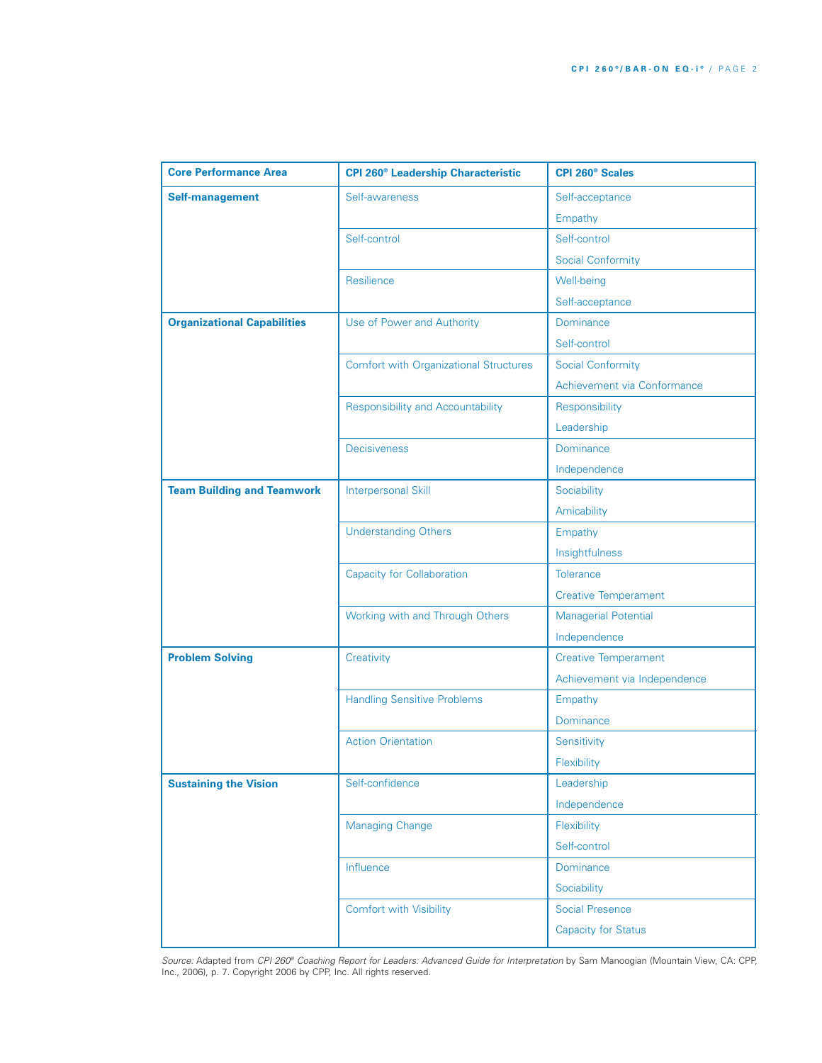| Core Performance Area | CPI 260® Leadership Characteristic | CPI 260® Scales |
|---|---|---|
| **Self-management** | Self-awareness | Self-acceptance |
| | | Empathy |
| | Self-control | Self-control |
| | | Social Conformity |
| | Resilience | Well-being |
| | | Self-acceptance |
| **Organizational Capabilities** | Use of Power and Authority | Dominance |
| | | Self-control |
| | Comfort with Organizational Structures | Social Conformity |
| | | Achievement via Conformance |
| | Responsibility and Accountability | Responsibility |
| | | Leadership |
| | Decisiveness | Dominance |
| | | Independence |
| **Team Building and Teamwork** | Interpersonal Skill | Sociability |
| | | Amicability |
| | Understanding Others | Empathy |
| | | Insightfulness |
| | Capacity for Collaboration | Tolerance |
| | | Creative Temperament |
| | Working with and Through Others | Managerial Potential |
| | | Independence |
| **Problem Solving** | Creativity | Creative Temperament |
| | | Achievement via Independence |
| | Handling Sensitive Problems | Empathy |
| | | Dominance |
| | Action Orientation | Sensitivity |
| | | Flexibility |
| **Sustaining the Vision** | Self-confidence | Leadership |
| | | Independence |
| | Managing Change | Flexibility |
| | | Self-control |
| | Influence | Dominance |
| | | Sociability |
| | Comfort with Visibility | Social Presence |
| | | Capacity for Status |

*Source:* Adapted from *CPI 260® Coaching Report for Leaders: Advanced Guide for Interpretation* by Sam Manoogian (Mountain View, CA: CPP, Inc., 2006), p. 7. Copyright 2006 by CPP, Inc. All rights reserved.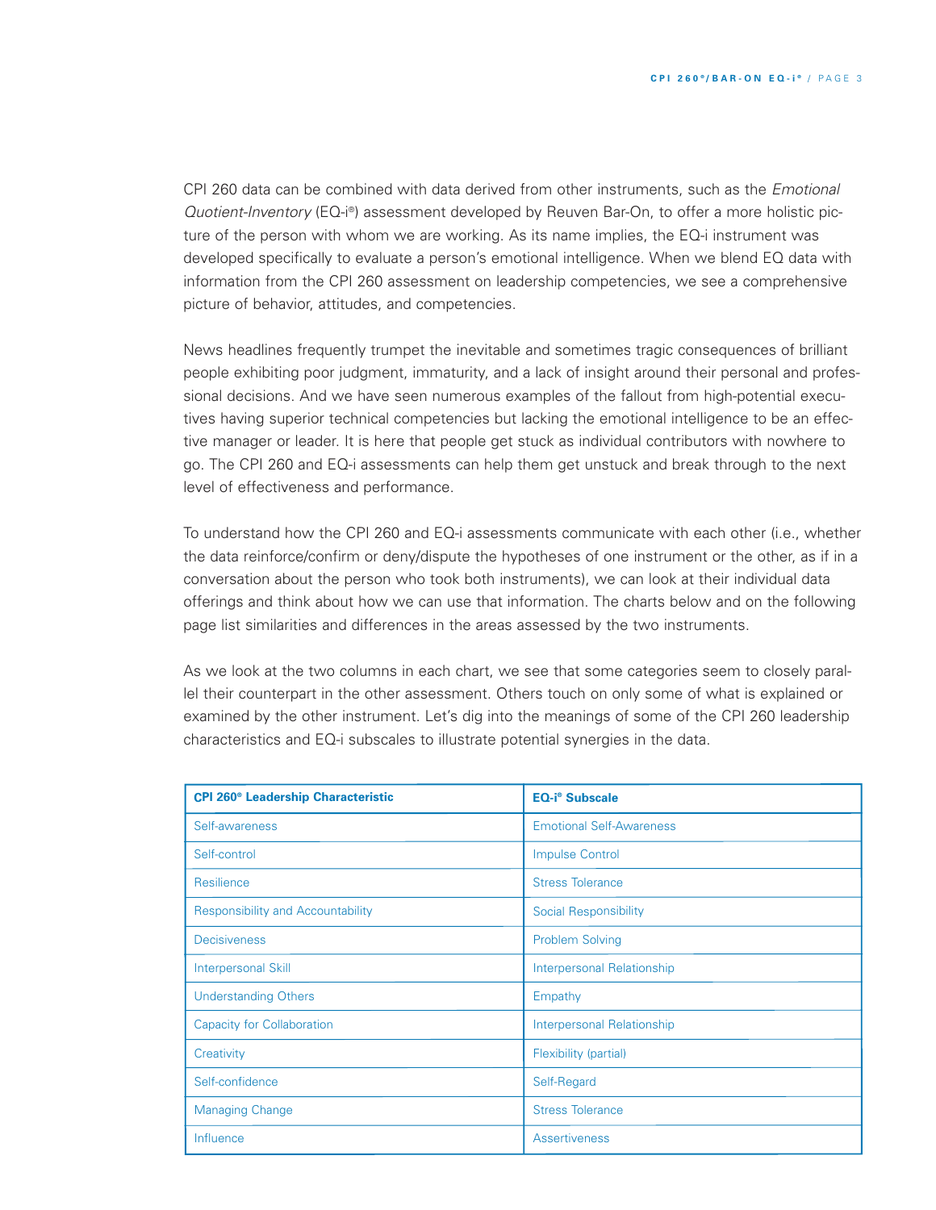CPI 260 data can be combined with data derived from other instruments, such as the *Emotional Quotient-Inventory* (EQ-i®) assessment developed by Reuven Bar-On, to offer a more holistic picture of the person with whom we are working. As its name implies, the EQ-i instrument was developed specifically to evaluate a person's emotional intelligence. When we blend EQ data with information from the CPI 260 assessment on leadership competencies, we see a comprehensive picture of behavior, attitudes, and competencies.

News headlines frequently trumpet the inevitable and sometimes tragic consequences of brilliant people exhibiting poor judgment, immaturity, and a lack of insight around their personal and professional decisions. And we have seen numerous examples of the fallout from high-potential executives having superior technical competencies but lacking the emotional intelligence to be an effective manager or leader. It is here that people get stuck as individual contributors with nowhere to go. The CPI 260 and EQ-i assessments can help them get unstuck and break through to the next level of effectiveness and performance.

To understand how the CPI 260 and EQ-i assessments communicate with each other (i.e., whether the data reinforce/confirm or deny/dispute the hypotheses of one instrument or the other, as if in a conversation about the person who took both instruments), we can look at their individual data offerings and think about how we can use that information. The charts below and on the following page list similarities and differences in the areas assessed by the two instruments.

As we look at the two columns in each chart, we see that some categories seem to closely parallel their counterpart in the other assessment. Others touch on only some of what is explained or examined by the other instrument. Let's dig into the meanings of some of the CPI 260 leadership characteristics and EQ-i subscales to illustrate potential synergies in the data.

| **CPI 260® Leadership Characteristic** | **EQ-i® Subscale** |
|---|---|
| Self-awareness | Emotional Self-Awareness |
| Self-control | Impulse Control |
| Resilience | Stress Tolerance |
| Responsibility and Accountability | Social Responsibility |
| Decisiveness | Problem Solving |
| Interpersonal Skill | Interpersonal Relationship |
| Understanding Others | Empathy |
| Capacity for Collaboration | Interpersonal Relationship |
| Creativity | Flexibility (partial) |
| Self-confidence | Self-Regard |
| Managing Change | Stress Tolerance |
| Influence | Assertiveness |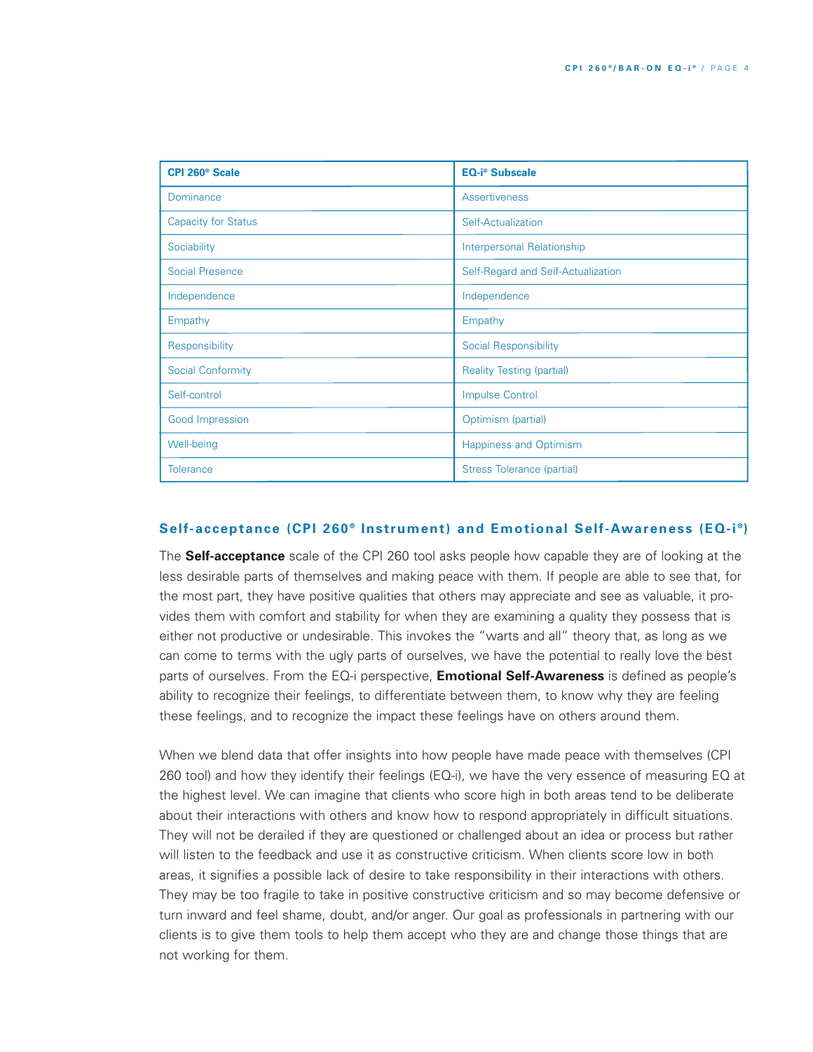| CPI 260® Scale | EQ-i® Subscale |
|---|---|
| Dominance | Assertiveness |
| Capacity for Status | Self-Actualization |
| Sociability | Interpersonal Relationship |
| Social Presence | Self-Regard and Self-Actualization |
| Independence | Independence |
| Empathy | Empathy |
| Responsibility | Social Responsibility |
| Social Conformity | Reality Testing (partial) |
| Self-control | Impulse Control |
| Good Impression | Optimism (partial) |
| Well-being | Happiness and Optimism |
| Tolerance | Stress Tolerance (partial) |

## Self-acceptance (CPI 260® Instrument) and Emotional Self-Awareness (EQ-i®)

The **Self-acceptance** scale of the CPI 260 tool asks people how capable they are of looking at the less desirable parts of themselves and making peace with them. If people are able to see that, for the most part, they have positive qualities that others may appreciate and see as valuable, it provides them with comfort and stability for when they are examining a quality they possess that is either not productive or undesirable. This invokes the "warts and all" theory that, as long as we can come to terms with the ugly parts of ourselves, we have the potential to really love the best parts of ourselves. From the EQ-i perspective, **Emotional Self-Awareness** is defined as people's ability to recognize their feelings, to differentiate between them, to know why they are feeling these feelings, and to recognize the impact these feelings have on others around them.

When we blend data that offer insights into how people have made peace with themselves (CPI 260 tool) and how they identify their feelings (EQ-i), we have the very essence of measuring EQ at the highest level. We can imagine that clients who score high in both areas tend to be deliberate about their interactions with others and know how to respond appropriately in difficult situations. They will not be derailed if they are questioned or challenged about an idea or process but rather will listen to the feedback and use it as constructive criticism. When clients score low in both areas, it signifies a possible lack of desire to take responsibility in their interactions with others. They may be too fragile to take in positive constructive criticism and so may become defensive or turn inward and feel shame, doubt, and/or anger. Our goal as professionals in partnering with our clients is to give them tools to help them accept who they are and change those things that are not working for them.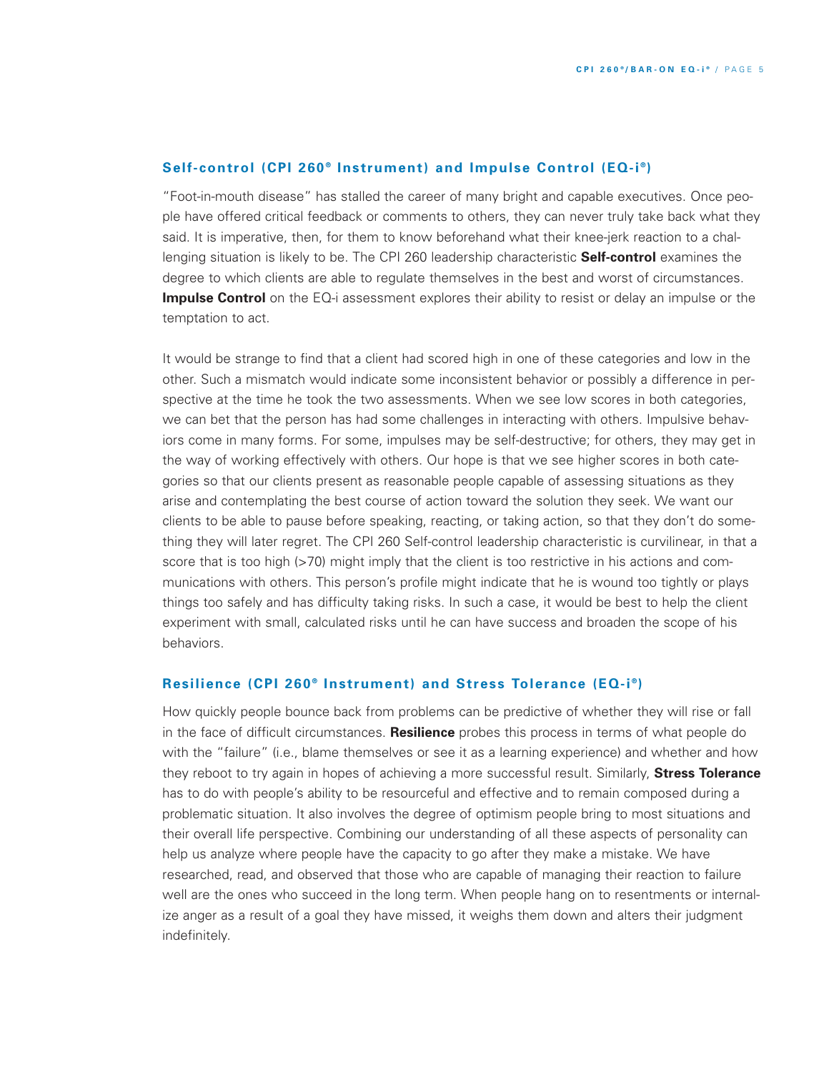### Self-control (CPI 260® Instrument) and Impulse Control (EQ-i®)

"Foot-in-mouth disease" has stalled the career of many bright and capable executives. Once people have offered critical feedback or comments to others, they can never truly take back what they said. It is imperative, then, for them to know beforehand what their knee-jerk reaction to a challenging situation is likely to be. The CPI 260 leadership characteristic **Self-control** examines the degree to which clients are able to regulate themselves in the best and worst of circumstances. **Impulse Control** on the EQ-i assessment explores their ability to resist or delay an impulse or the temptation to act.

It would be strange to find that a client had scored high in one of these categories and low in the other. Such a mismatch would indicate some inconsistent behavior or possibly a difference in perspective at the time he took the two assessments. When we see low scores in both categories, we can bet that the person has had some challenges in interacting with others. Impulsive behaviors come in many forms. For some, impulses may be self-destructive; for others, they may get in the way of working effectively with others. Our hope is that we see higher scores in both categories so that our clients present as reasonable people capable of assessing situations as they arise and contemplating the best course of action toward the solution they seek. We want our clients to be able to pause before speaking, reacting, or taking action, so that they don't do something they will later regret. The CPI 260 Self-control leadership characteristic is curvilinear, in that a score that is too high (>70) might imply that the client is too restrictive in his actions and communications with others. This person's profile might indicate that he is wound too tightly or plays things too safely and has difficulty taking risks. In such a case, it would be best to help the client experiment with small, calculated risks until he can have success and broaden the scope of his behaviors.

### Resilience (CPI 260® Instrument) and Stress Tolerance (EQ-i®)

How quickly people bounce back from problems can be predictive of whether they will rise or fall in the face of difficult circumstances. **Resilience** probes this process in terms of what people do with the "failure" (i.e., blame themselves or see it as a learning experience) and whether and how they reboot to try again in hopes of achieving a more successful result. Similarly, **Stress Tolerance** has to do with people's ability to be resourceful and effective and to remain composed during a problematic situation. It also involves the degree of optimism people bring to most situations and their overall life perspective. Combining our understanding of all these aspects of personality can help us analyze where people have the capacity to go after they make a mistake. We have researched, read, and observed that those who are capable of managing their reaction to failure well are the ones who succeed in the long term. When people hang on to resentments or internalize anger as a result of a goal they have missed, it weighs them down and alters their judgment indefinitely.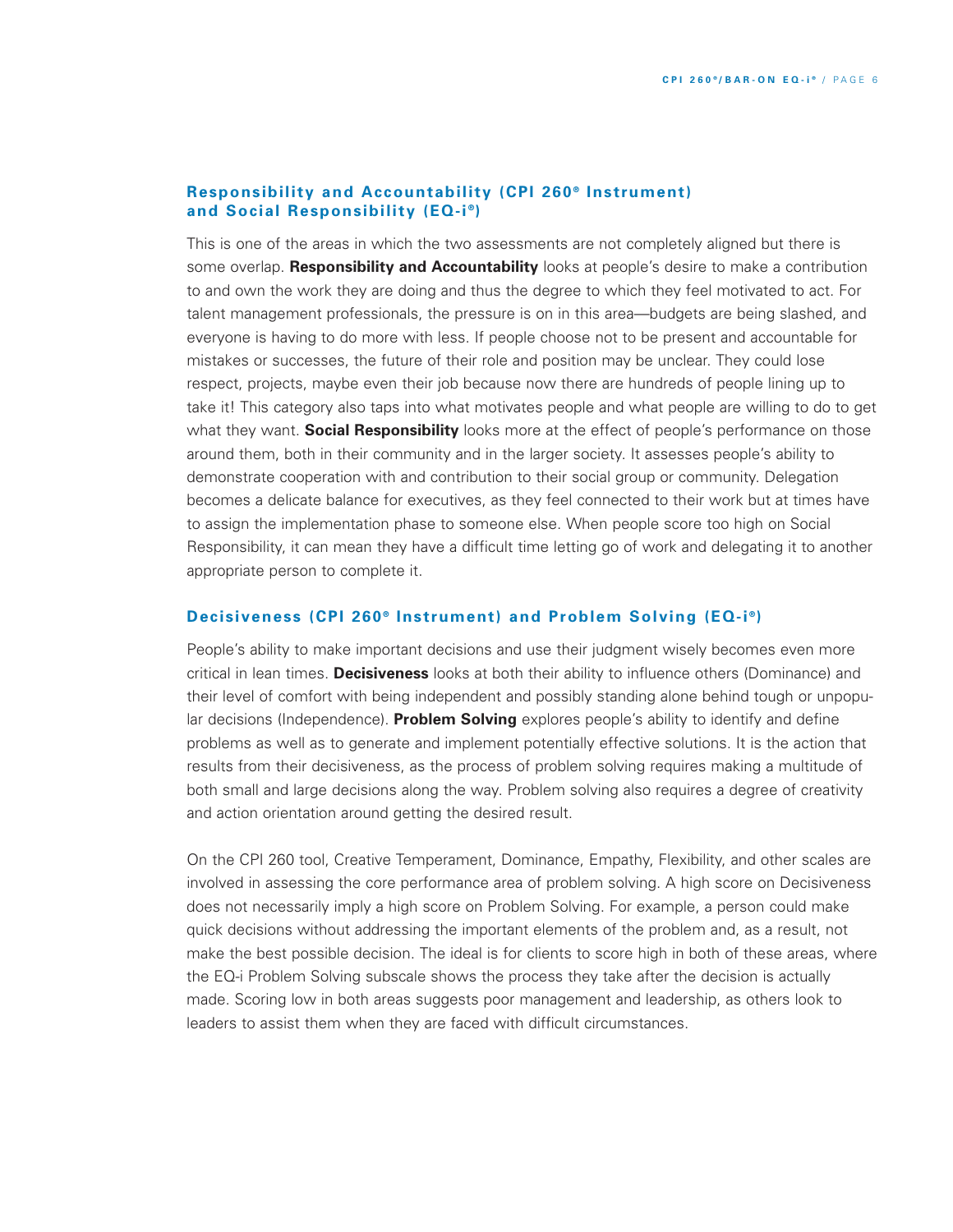### Responsibility and Accountability (CPI 260® Instrument) and Social Responsibility (EQ-i®)

This is one of the areas in which the two assessments are not completely aligned but there is some overlap. **Responsibility and Accountability** looks at people's desire to make a contribution to and own the work they are doing and thus the degree to which they feel motivated to act. For talent management professionals, the pressure is on in this area—budgets are being slashed, and everyone is having to do more with less. If people choose not to be present and accountable for mistakes or successes, the future of their role and position may be unclear. They could lose respect, projects, maybe even their job because now there are hundreds of people lining up to take it! This category also taps into what motivates people and what people are willing to do to get what they want. **Social Responsibility** looks more at the effect of people's performance on those around them, both in their community and in the larger society. It assesses people's ability to demonstrate cooperation with and contribution to their social group or community. Delegation becomes a delicate balance for executives, as they feel connected to their work but at times have to assign the implementation phase to someone else. When people score too high on Social Responsibility, it can mean they have a difficult time letting go of work and delegating it to another appropriate person to complete it.

### Decisiveness (CPI 260® Instrument) and Problem Solving (EQ-i®)

People's ability to make important decisions and use their judgment wisely becomes even more critical in lean times. **Decisiveness** looks at both their ability to influence others (Dominance) and their level of comfort with being independent and possibly standing alone behind tough or unpopular decisions (Independence). **Problem Solving** explores people's ability to identify and define problems as well as to generate and implement potentially effective solutions. It is the action that results from their decisiveness, as the process of problem solving requires making a multitude of both small and large decisions along the way. Problem solving also requires a degree of creativity and action orientation around getting the desired result.

On the CPI 260 tool, Creative Temperament, Dominance, Empathy, Flexibility, and other scales are involved in assessing the core performance area of problem solving. A high score on Decisiveness does not necessarily imply a high score on Problem Solving. For example, a person could make quick decisions without addressing the important elements of the problem and, as a result, not make the best possible decision. The ideal is for clients to score high in both of these areas, where the EQ-i Problem Solving subscale shows the process they take after the decision is actually made. Scoring low in both areas suggests poor management and leadership, as others look to leaders to assist them when they are faced with difficult circumstances.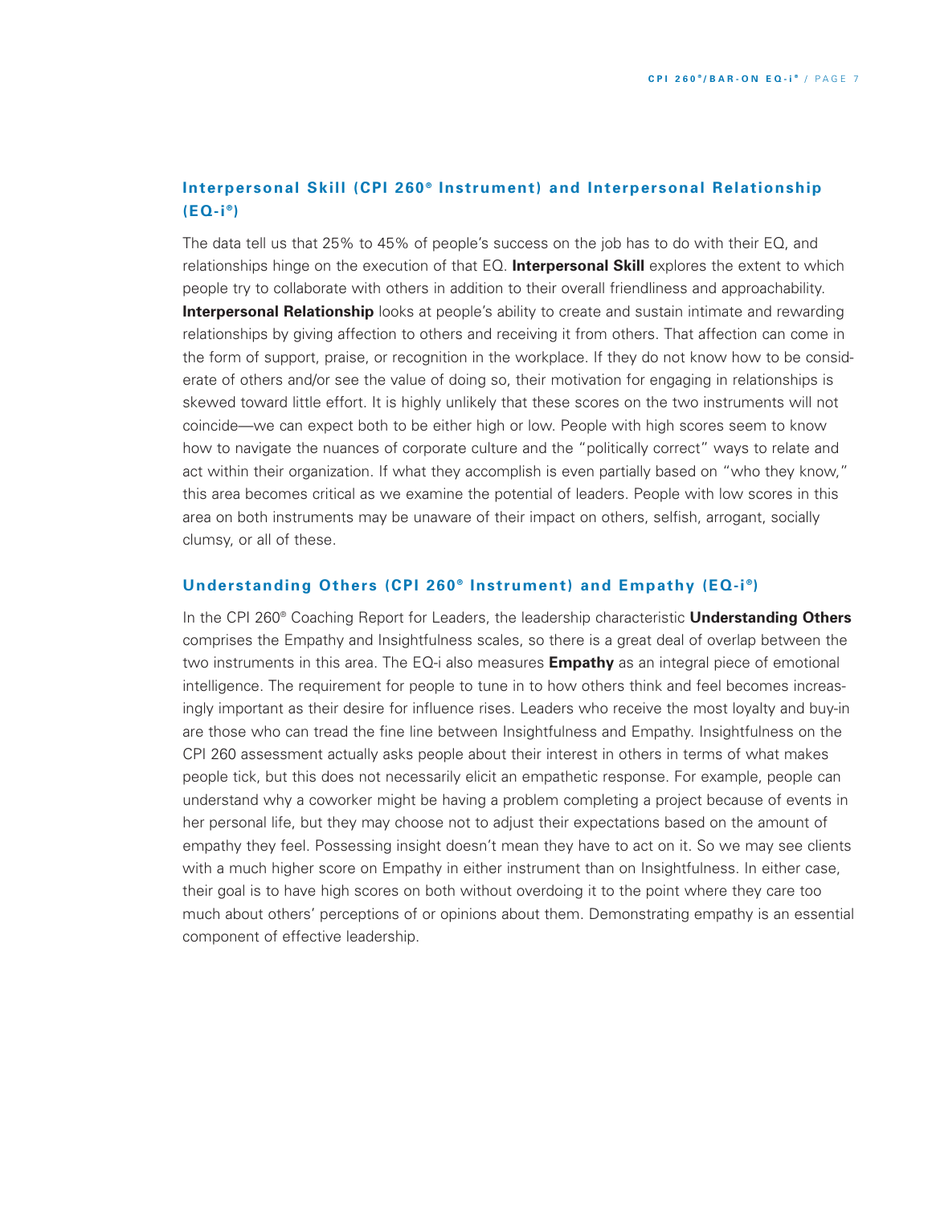## Interpersonal Skill (CPI 260® Instrument) and Interpersonal Relationship (EQ-i®)

The data tell us that 25% to 45% of people's success on the job has to do with their EQ, and relationships hinge on the execution of that EQ. **Interpersonal Skill** explores the extent to which people try to collaborate with others in addition to their overall friendliness and approachability. **Interpersonal Relationship** looks at people's ability to create and sustain intimate and rewarding relationships by giving affection to others and receiving it from others. That affection can come in the form of support, praise, or recognition in the workplace. If they do not know how to be considerate of others and/or see the value of doing so, their motivation for engaging in relationships is skewed toward little effort. It is highly unlikely that these scores on the two instruments will not coincide—we can expect both to be either high or low. People with high scores seem to know how to navigate the nuances of corporate culture and the "politically correct" ways to relate and act within their organization. If what they accomplish is even partially based on "who they know," this area becomes critical as we examine the potential of leaders. People with low scores in this area on both instruments may be unaware of their impact on others, selfish, arrogant, socially clumsy, or all of these.

## Understanding Others (CPI 260® Instrument) and Empathy (EQ-i®)

In the CPI 260® Coaching Report for Leaders, the leadership characteristic **Understanding Others** comprises the Empathy and Insightfulness scales, so there is a great deal of overlap between the two instruments in this area. The EQ-i also measures **Empathy** as an integral piece of emotional intelligence. The requirement for people to tune in to how others think and feel becomes increasingly important as their desire for influence rises. Leaders who receive the most loyalty and buy-in are those who can tread the fine line between Insightfulness and Empathy. Insightfulness on the CPI 260 assessment actually asks people about their interest in others in terms of what makes people tick, but this does not necessarily elicit an empathetic response. For example, people can understand why a coworker might be having a problem completing a project because of events in her personal life, but they may choose not to adjust their expectations based on the amount of empathy they feel. Possessing insight doesn't mean they have to act on it. So we may see clients with a much higher score on Empathy in either instrument than on Insightfulness. In either case, their goal is to have high scores on both without overdoing it to the point where they care too much about others' perceptions of or opinions about them. Demonstrating empathy is an essential component of effective leadership.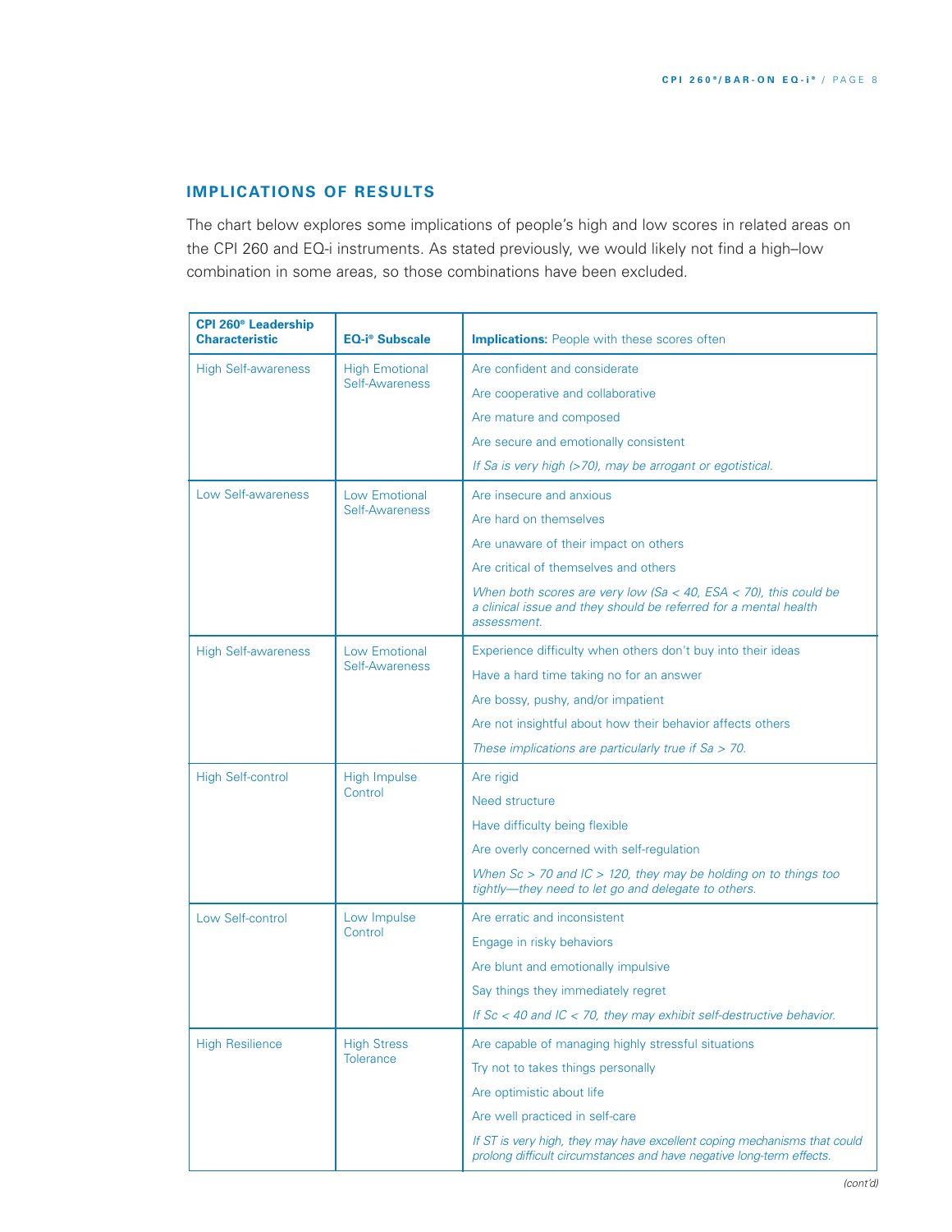## IMPLICATIONS OF RESULTS

The chart below explores some implications of people's high and low scores in related areas on the CPI 260 and EQ-i instruments. As stated previously, we would likely not find a high–low combination in some areas, so those combinations have been excluded.

| CPI 260® Leadership Characteristic | EQ-i® Subscale | Implications: People with these scores often |
|---|---|---|
| High Self-awareness | High Emotional Self-Awareness | Are confident and considerate |
| | | Are cooperative and collaborative |
| | | Are mature and composed |
| | | Are secure and emotionally consistent |
| | | *If Sa is very high (>70), may be arrogant or egotistical.* |
| Low Self-awareness | Low Emotional Self-Awareness | Are insecure and anxious |
| | | Are hard on themselves |
| | | Are unaware of their impact on others |
| | | Are critical of themselves and others |
| | | *When both scores are very low (Sa < 40, ESA < 70), this could be a clinical issue and they should be referred for a mental health assessment.* |
| High Self-awareness | Low Emotional Self-Awareness | Experience difficulty when others don't buy into their ideas |
| | | Have a hard time taking no for an answer |
| | | Are bossy, pushy, and/or impatient |
| | | Are not insightful about how their behavior affects others |
| | | *These implications are particularly true if Sa > 70.* |
| High Self-control | High Impulse Control | Are rigid |
| | | Need structure |
| | | Have difficulty being flexible |
| | | Are overly concerned with self-regulation |
| | | *When Sc > 70 and IC > 120, they may be holding on to things too tightly—they need to let go and delegate to others.* |
| Low Self-control | Low Impulse Control | Are erratic and inconsistent |
| | | Engage in risky behaviors |
| | | Are blunt and emotionally impulsive |
| | | Say things they immediately regret |
| | | *If Sc < 40 and IC < 70, they may exhibit self-destructive behavior.* |
| High Resilience | High Stress Tolerance | Are capable of managing highly stressful situations |
| | | Try not to takes things personally |
| | | Are optimistic about life |
| | | Are well practiced in self-care |
| | | *If ST is very high, they may have excellent coping mechanisms that could prolong difficult circumstances and have negative long-term effects.* |

*(cont'd)*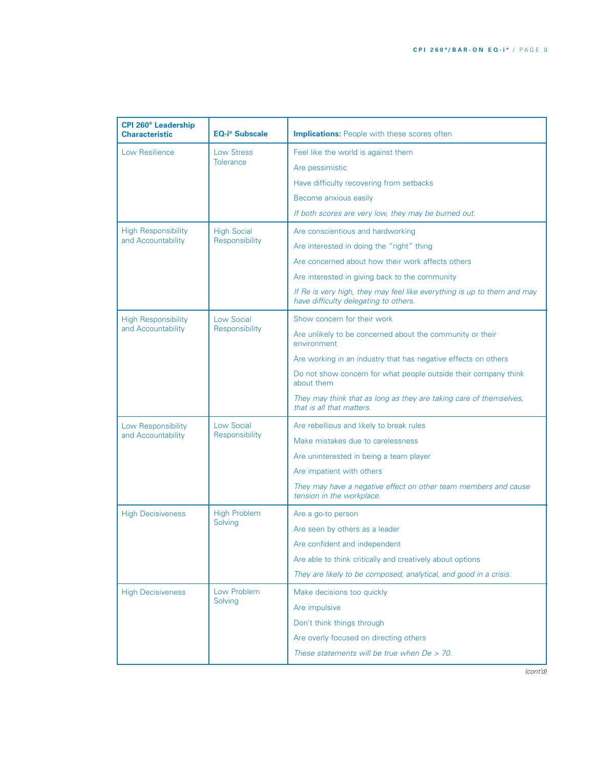| CPI 260® Leadership Characteristic | EQ-i® Subscale | Implications: People with these scores often |
|---|---|---|
| Low Resilience | Low Stress Tolerance | Feel like the world is against them<br>Are pessimistic<br>Have difficulty recovering from setbacks<br>Become anxious easily<br>*If both scores are very low, they may be burned out.* |
| High Responsibility and Accountability | High Social Responsibility | Are conscientious and hardworking<br>Are interested in doing the "right" thing<br>Are concerned about how their work affects others<br>Are interested in giving back to the community<br>*If Re is very high, they may feel like everything is up to them and may have difficulty delegating to others.* |
| High Responsibility and Accountability | Low Social Responsibility | Show concern for their work<br>Are unlikely to be concerned about the community or their environment<br>Are working in an industry that has negative effects on others<br>Do not show concern for what people outside their company think about them<br>*They may think that as long as they are taking care of themselves, that is all that matters.* |
| Low Responsibility and Accountability | Low Social Responsibility | Are rebellious and likely to break rules<br>Make mistakes due to carelessness<br>Are uninterested in being a team player<br>Are impatient with others<br>*They may have a negative effect on other team members and cause tension in the workplace.* |
| High Decisiveness | High Problem Solving | Are a go-to person<br>Are seen by others as a leader<br>Are confident and independent<br>Are able to think critically and creatively about options<br>*They are likely to be composed, analytical, and good in a crisis.* |
| High Decisiveness | Low Problem Solving | Make decisions too quickly<br>Are impulsive<br>Don't think things through<br>Are overly focused on directing others<br>*These statements will be true when De > 70.* |

*(cont'd)*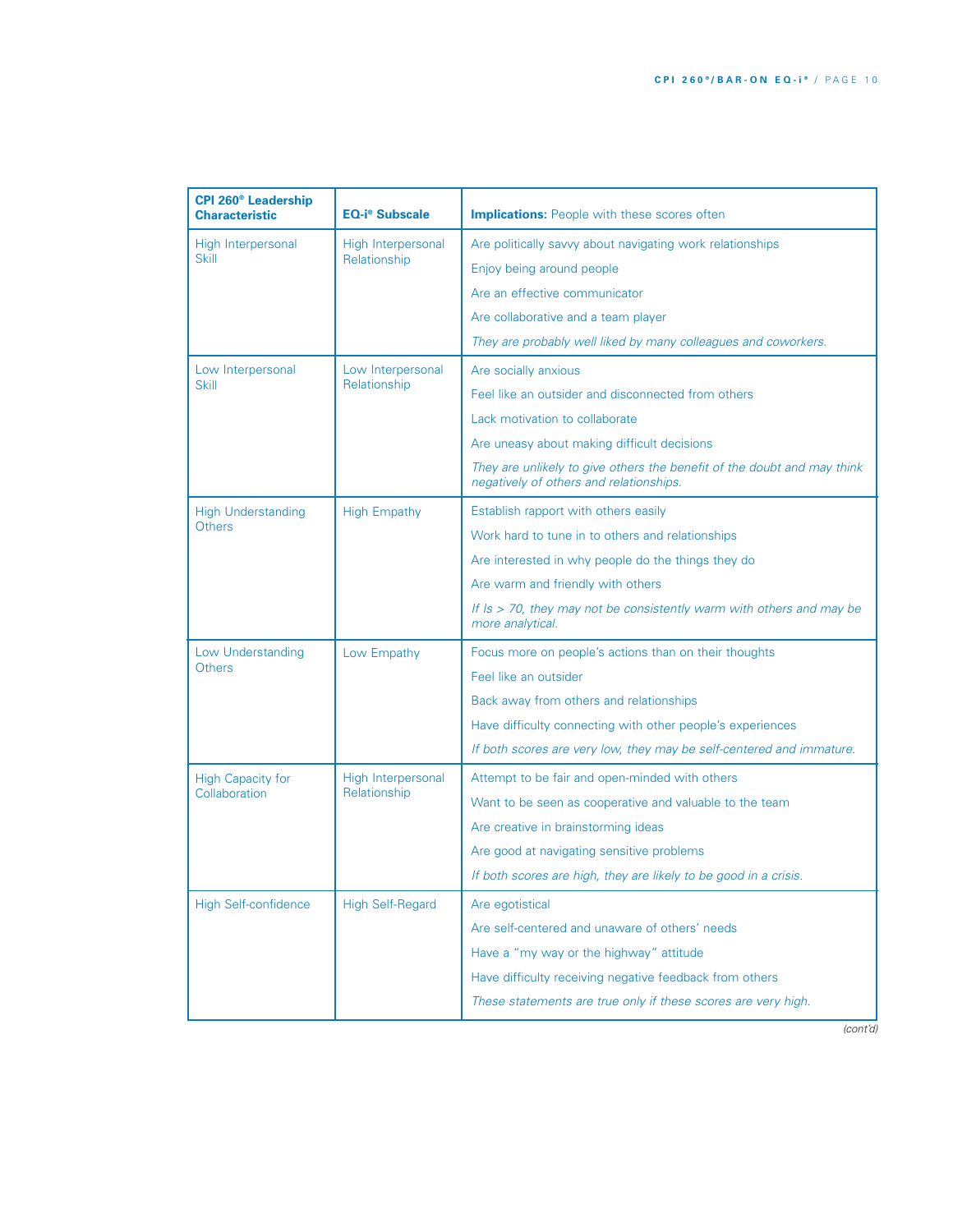| CPI 260® Leadership Characteristic | EQ-i® Subscale | **Implications:** People with these scores often |
|---|---|---|
| High Interpersonal Skill | High Interpersonal Relationship | Are politically savvy about navigating work relationships |
| | | Enjoy being around people |
| | | Are an effective communicator |
| | | Are collaborative and a team player |
| | | *They are probably well liked by many colleagues and coworkers.* |
| Low Interpersonal Skill | Low Interpersonal Relationship | Are socially anxious |
| | | Feel like an outsider and disconnected from others |
| | | Lack motivation to collaborate |
| | | Are uneasy about making difficult decisions |
| | | *They are unlikely to give others the benefit of the doubt and may think negatively of others and relationships.* |
| High Understanding Others | High Empathy | Establish rapport with others easily |
| | | Work hard to tune in to others and relationships |
| | | Are interested in why people do the things they do |
| | | Are warm and friendly with others |
| | | *If Is > 70, they may not be consistently warm with others and may be more analytical.* |
| Low Understanding Others | Low Empathy | Focus more on people's actions than on their thoughts |
| | | Feel like an outsider |
| | | Back away from others and relationships |
| | | Have difficulty connecting with other people's experiences |
| | | *If both scores are very low, they may be self-centered and immature.* |
| High Capacity for Collaboration | High Interpersonal Relationship | Attempt to be fair and open-minded with others |
| | | Want to be seen as cooperative and valuable to the team |
| | | Are creative in brainstorming ideas |
| | | Are good at navigating sensitive problems |
| | | *If both scores are high, they are likely to be good in a crisis.* |
| High Self-confidence | High Self-Regard | Are egotistical |
| | | Are self-centered and unaware of others' needs |
| | | Have a "my way or the highway" attitude |
| | | Have difficulty receiving negative feedback from others |
| | | *These statements are true only if these scores are very high.* |

*(cont'd)*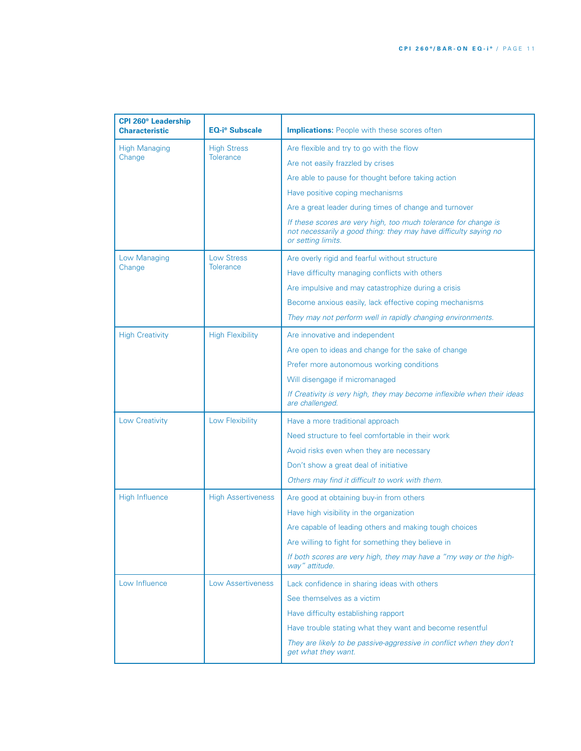| CPI 260® Leadership Characteristic | EQ-i® Subscale | Implications: People with these scores often |
|---|---|---|
| High Managing Change | High Stress Tolerance | Are flexible and try to go with the flow<br>Are not easily frazzled by crises<br>Are able to pause for thought before taking action<br>Have positive coping mechanisms<br>Are a great leader during times of change and turnover<br>*If these scores are very high, too much tolerance for change is not necessarily a good thing: they may have difficulty saying no or setting limits.* |
| Low Managing Change | Low Stress Tolerance | Are overly rigid and fearful without structure<br>Have difficulty managing conflicts with others<br>Are impulsive and may catastrophize during a crisis<br>Become anxious easily, lack effective coping mechanisms<br>*They may not perform well in rapidly changing environments.* |
| High Creativity | High Flexibility | Are innovative and independent<br>Are open to ideas and change for the sake of change<br>Prefer more autonomous working conditions<br>Will disengage if micromanaged<br>*If Creativity is very high, they may become inflexible when their ideas are challenged.* |
| Low Creativity | Low Flexibility | Have a more traditional approach<br>Need structure to feel comfortable in their work<br>Avoid risks even when they are necessary<br>Don't show a great deal of initiative<br>*Others may find it difficult to work with them.* |
| High Influence | High Assertiveness | Are good at obtaining buy-in from others<br>Have high visibility in the organization<br>Are capable of leading others and making tough choices<br>Are willing to fight for something they believe in<br>*If both scores are very high, they may have a "my way or the highway" attitude.* |
| Low Influence | Low Assertiveness | Lack confidence in sharing ideas with others<br>See themselves as a victim<br>Have difficulty establishing rapport<br>Have trouble stating what they want and become resentful<br>*They are likely to be passive-aggressive in conflict when they don't get what they want.* |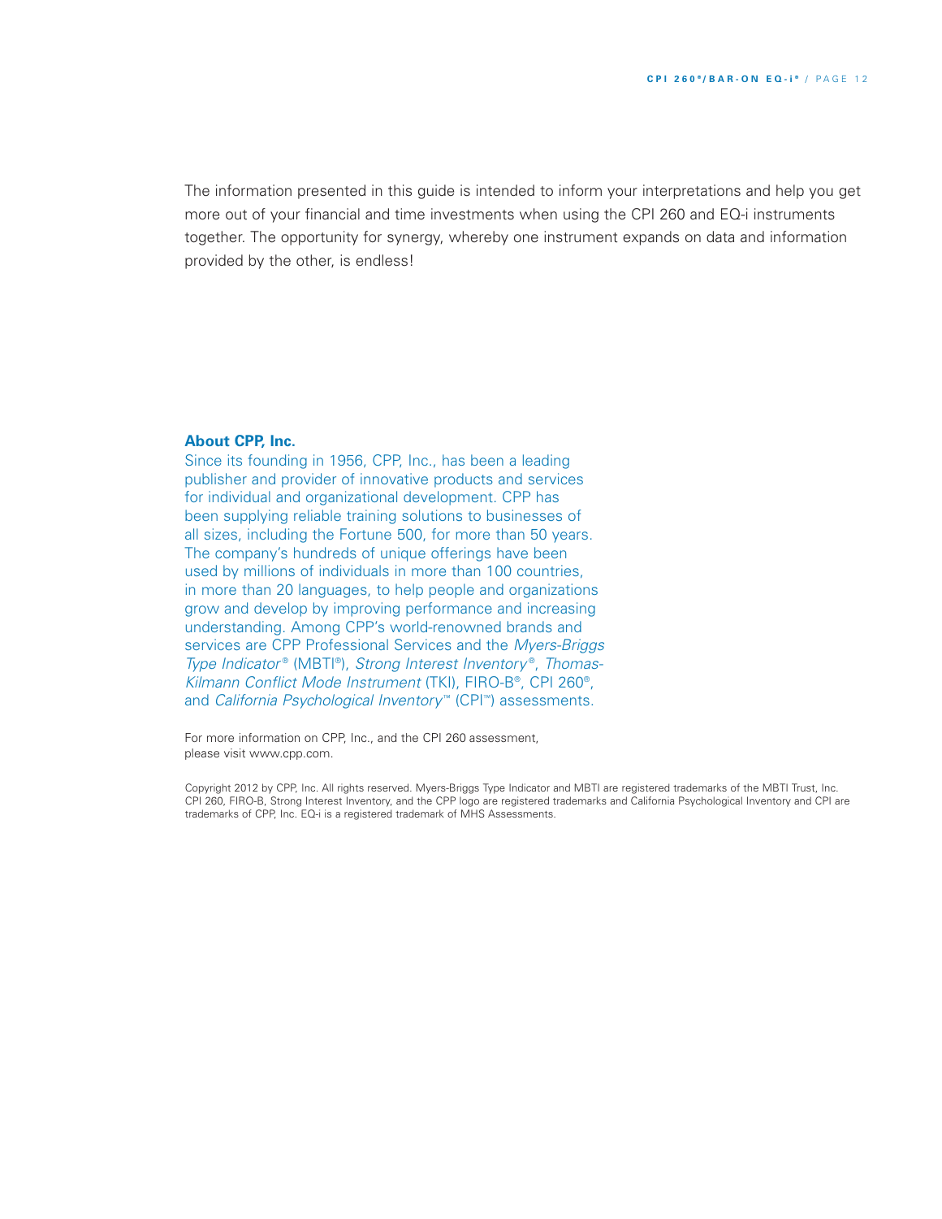The information presented in this guide is intended to inform your interpretations and help you get more out of your financial and time investments when using the CPI 260 and EQ-i instruments together. The opportunity for synergy, whereby one instrument expands on data and information provided by the other, is endless!

**About CPP, Inc.**

Since its founding in 1956, CPP, Inc., has been a leading publisher and provider of innovative products and services for individual and organizational development. CPP has been supplying reliable training solutions to businesses of all sizes, including the Fortune 500, for more than 50 years. The company's hundreds of unique offerings have been used by millions of individuals in more than 100 countries, in more than 20 languages, to help people and organizations grow and develop by improving performance and increasing understanding. Among CPP's world-renowned brands and services are CPP Professional Services and the *Myers-Briggs Type Indicator®* (MBTI®), *Strong Interest Inventory®*, *Thomas-Kilmann Conflict Mode Instrument* (TKI), FIRO-B®, CPI 260®, and *California Psychological Inventory™* (CPI™) assessments.

For more information on CPP, Inc., and the CPI 260 assessment, please visit www.cpp.com.

Copyright 2012 by CPP, Inc. All rights reserved. Myers-Briggs Type Indicator and MBTI are registered trademarks of the MBTI Trust, Inc. CPI 260, FIRO-B, Strong Interest Inventory, and the CPP logo are registered trademarks and California Psychological Inventory and CPI are trademarks of CPP, Inc. EQ-i is a registered trademark of MHS Assessments.